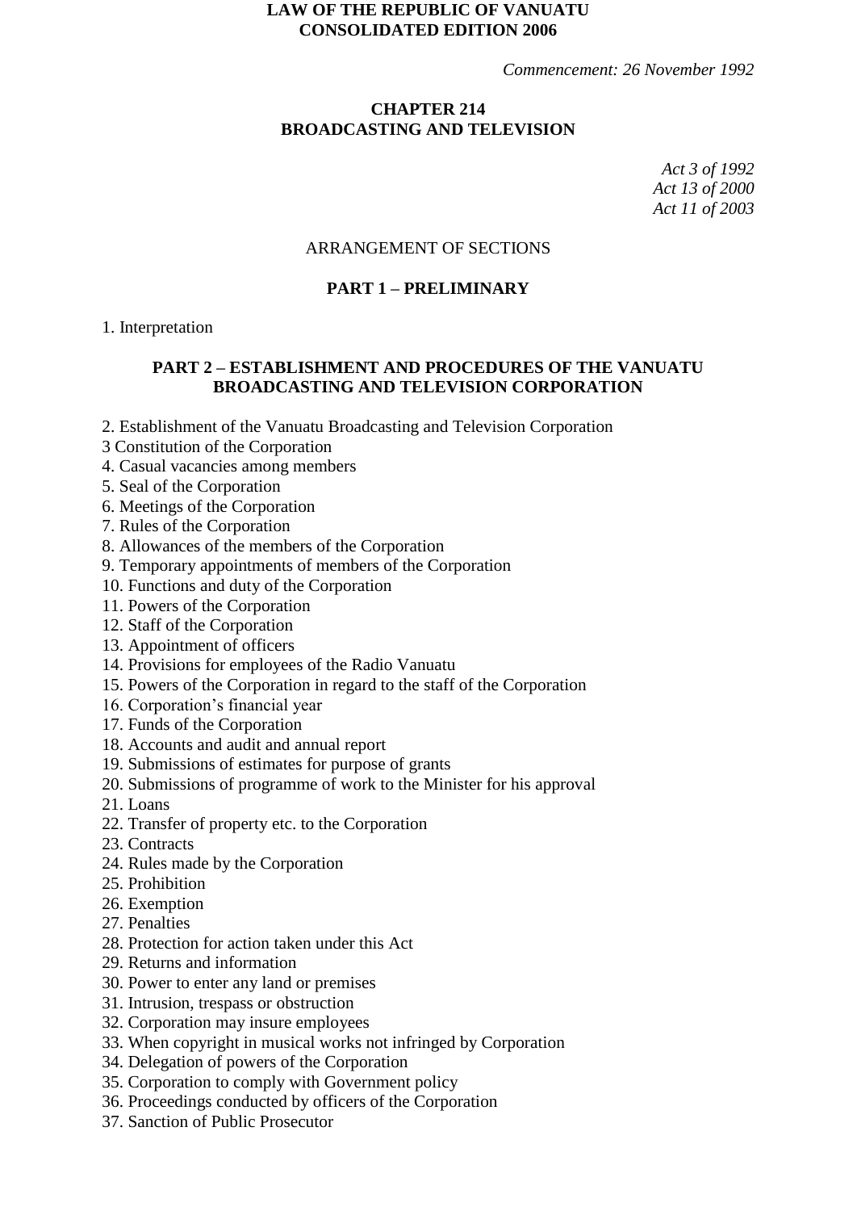**LAW OF THE REPUBLIC OF VANUATU**
**CONSOLIDATED EDITION 2006**

*Commencement: 26 November 1992*

# CHAPTER 214
# BROADCASTING AND TELEVISION

*Act 3 of 1992*
*Act 13 of 2000*
*Act 11 of 2003*

ARRANGEMENT OF SECTIONS

## PART 1 – PRELIMINARY

1. Interpretation

## PART 2 – ESTABLISHMENT AND PROCEDURES OF THE VANUATU BROADCASTING AND TELEVISION CORPORATION

2. Establishment of the Vanuatu Broadcasting and Television Corporation
3 Constitution of the Corporation
4. Casual vacancies among members
5. Seal of the Corporation
6. Meetings of the Corporation
7. Rules of the Corporation
8. Allowances of the members of the Corporation
9. Temporary appointments of members of the Corporation
10. Functions and duty of the Corporation
11. Powers of the Corporation
12. Staff of the Corporation
13. Appointment of officers
14. Provisions for employees of the Radio Vanuatu
15. Powers of the Corporation in regard to the staff of the Corporation
16. Corporation's financial year
17. Funds of the Corporation
18. Accounts and audit and annual report
19. Submissions of estimates for purpose of grants
20. Submissions of programme of work to the Minister for his approval
21. Loans
22. Transfer of property etc. to the Corporation
23. Contracts
24. Rules made by the Corporation
25. Prohibition
26. Exemption
27. Penalties
28. Protection for action taken under this Act
29. Returns and information
30. Power to enter any land or premises
31. Intrusion, trespass or obstruction
32. Corporation may insure employees
33. When copyright in musical works not infringed by Corporation
34. Delegation of powers of the Corporation
35. Corporation to comply with Government policy
36. Proceedings conducted by officers of the Corporation
37. Sanction of Public Prosecutor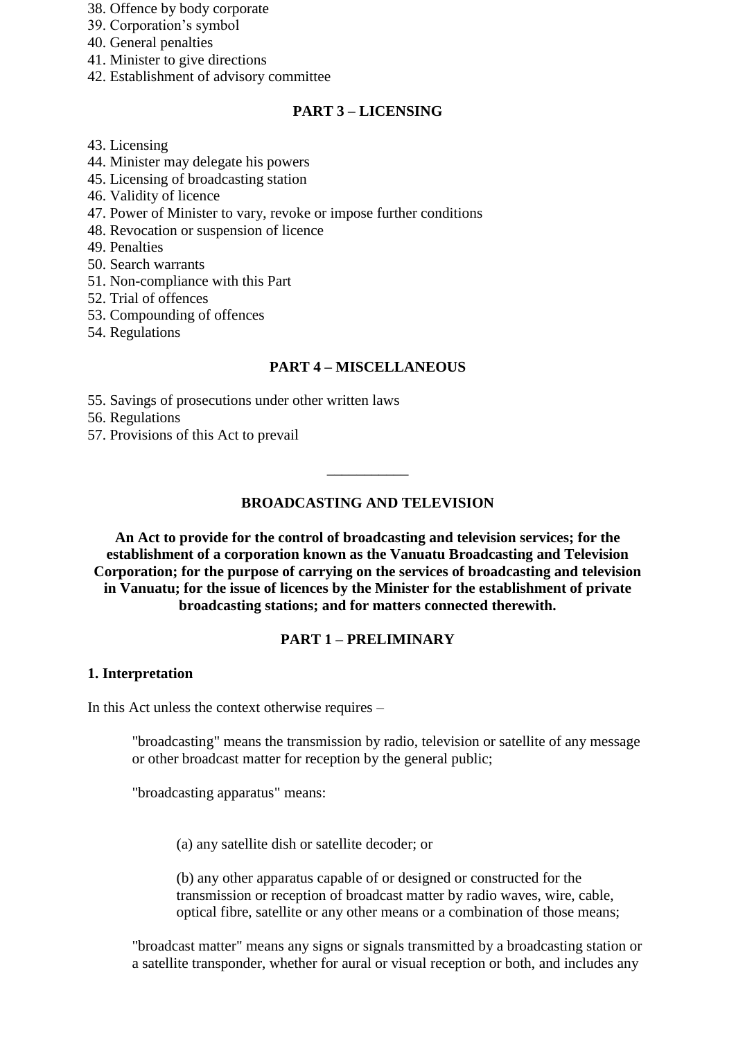38. Offence by body corporate
39. Corporation's symbol
40. General penalties
41. Minister to give directions
42. Establishment of advisory committee

**PART 3 – LICENSING**

43. Licensing
44. Minister may delegate his powers
45. Licensing of broadcasting station
46. Validity of licence
47. Power of Minister to vary, revoke or impose further conditions
48. Revocation or suspension of licence
49. Penalties
50. Search warrants
51. Non-compliance with this Part
52. Trial of offences
53. Compounding of offences
54. Regulations

**PART 4 – MISCELLANEOUS**

55. Savings of prosecutions under other written laws
56. Regulations
57. Provisions of this Act to prevail

---

# BROADCASTING AND TELEVISION

**An Act to provide for the control of broadcasting and television services; for the establishment of a corporation known as the Vanuatu Broadcasting and Television Corporation; for the purpose of carrying on the services of broadcasting and television in Vanuatu; for the issue of licences by the Minister for the establishment of private broadcasting stations; and for matters connected therewith.**

## PART 1 – PRELIMINARY

### 1. Interpretation

In this Act unless the context otherwise requires –

"broadcasting" means the transmission by radio, television or satellite of any message or other broadcast matter for reception by the general public;

"broadcasting apparatus" means:

(a) any satellite dish or satellite decoder; or

(b) any other apparatus capable of or designed or constructed for the transmission or reception of broadcast matter by radio waves, wire, cable, optical fibre, satellite or any other means or a combination of those means;

"broadcast matter" means any signs or signals transmitted by a broadcasting station or a satellite transponder, whether for aural or visual reception or both, and includes any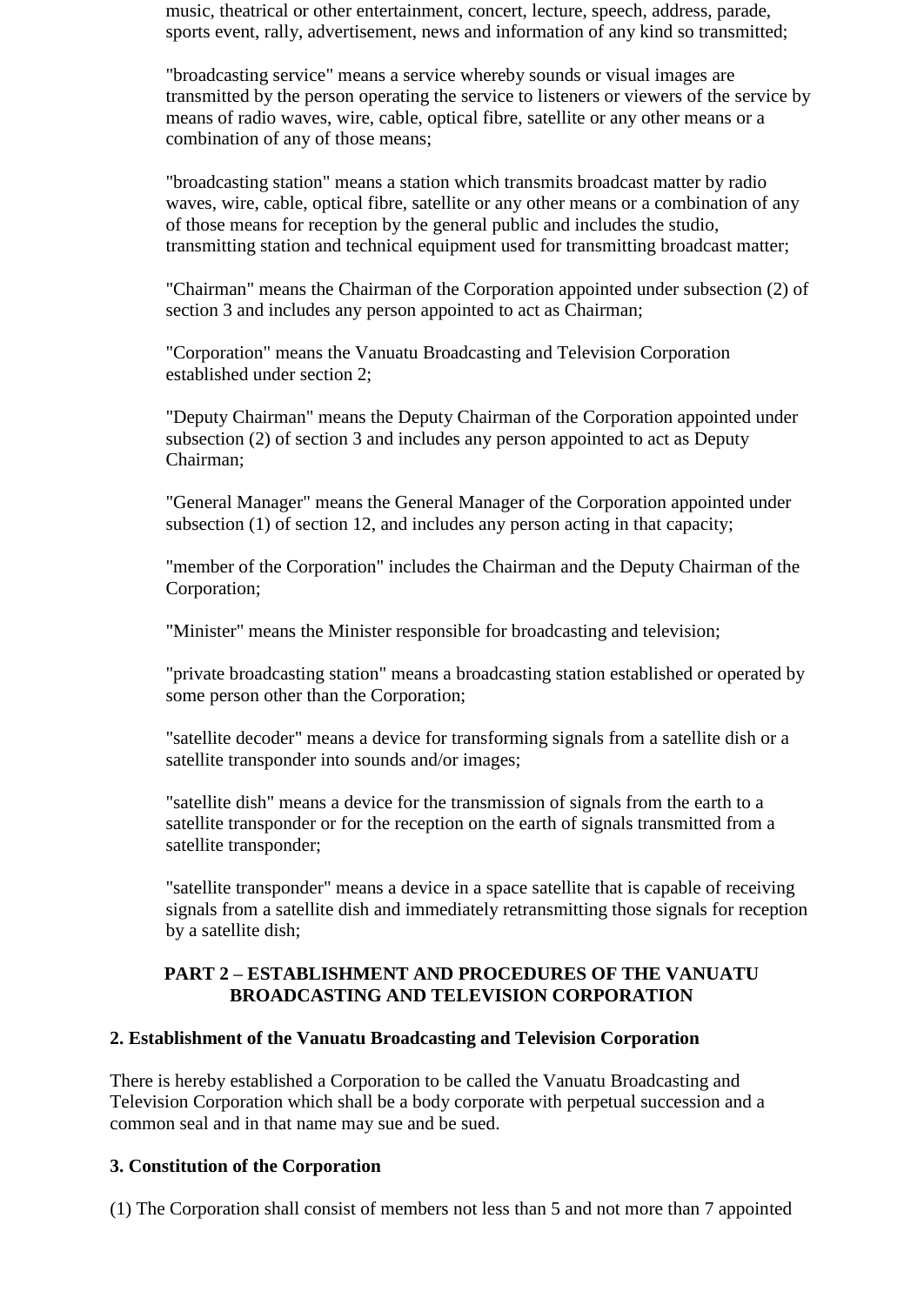music, theatrical or other entertainment, concert, lecture, speech, address, parade, sports event, rally, advertisement, news and information of any kind so transmitted;

"broadcasting service" means a service whereby sounds or visual images are transmitted by the person operating the service to listeners or viewers of the service by means of radio waves, wire, cable, optical fibre, satellite or any other means or a combination of any of those means;

"broadcasting station" means a station which transmits broadcast matter by radio waves, wire, cable, optical fibre, satellite or any other means or a combination of any of those means for reception by the general public and includes the studio, transmitting station and technical equipment used for transmitting broadcast matter;

"Chairman" means the Chairman of the Corporation appointed under subsection (2) of section 3 and includes any person appointed to act as Chairman;

"Corporation" means the Vanuatu Broadcasting and Television Corporation established under section 2;

"Deputy Chairman" means the Deputy Chairman of the Corporation appointed under subsection (2) of section 3 and includes any person appointed to act as Deputy Chairman;

"General Manager" means the General Manager of the Corporation appointed under subsection (1) of section 12, and includes any person acting in that capacity;

"member of the Corporation" includes the Chairman and the Deputy Chairman of the Corporation;

"Minister" means the Minister responsible for broadcasting and television;

"private broadcasting station" means a broadcasting station established or operated by some person other than the Corporation;

"satellite decoder" means a device for transforming signals from a satellite dish or a satellite transponder into sounds and/or images;

"satellite dish" means a device for the transmission of signals from the earth to a satellite transponder or for the reception on the earth of signals transmitted from a satellite transponder;

"satellite transponder" means a device in a space satellite that is capable of receiving signals from a satellite dish and immediately retransmitting those signals for reception by a satellite dish;

## PART 2 – ESTABLISHMENT AND PROCEDURES OF THE VANUATU BROADCASTING AND TELEVISION CORPORATION

### 2. Establishment of the Vanuatu Broadcasting and Television Corporation

There is hereby established a Corporation to be called the Vanuatu Broadcasting and Television Corporation which shall be a body corporate with perpetual succession and a common seal and in that name may sue and be sued.

### 3. Constitution of the Corporation

(1) The Corporation shall consist of members not less than 5 and not more than 7 appointed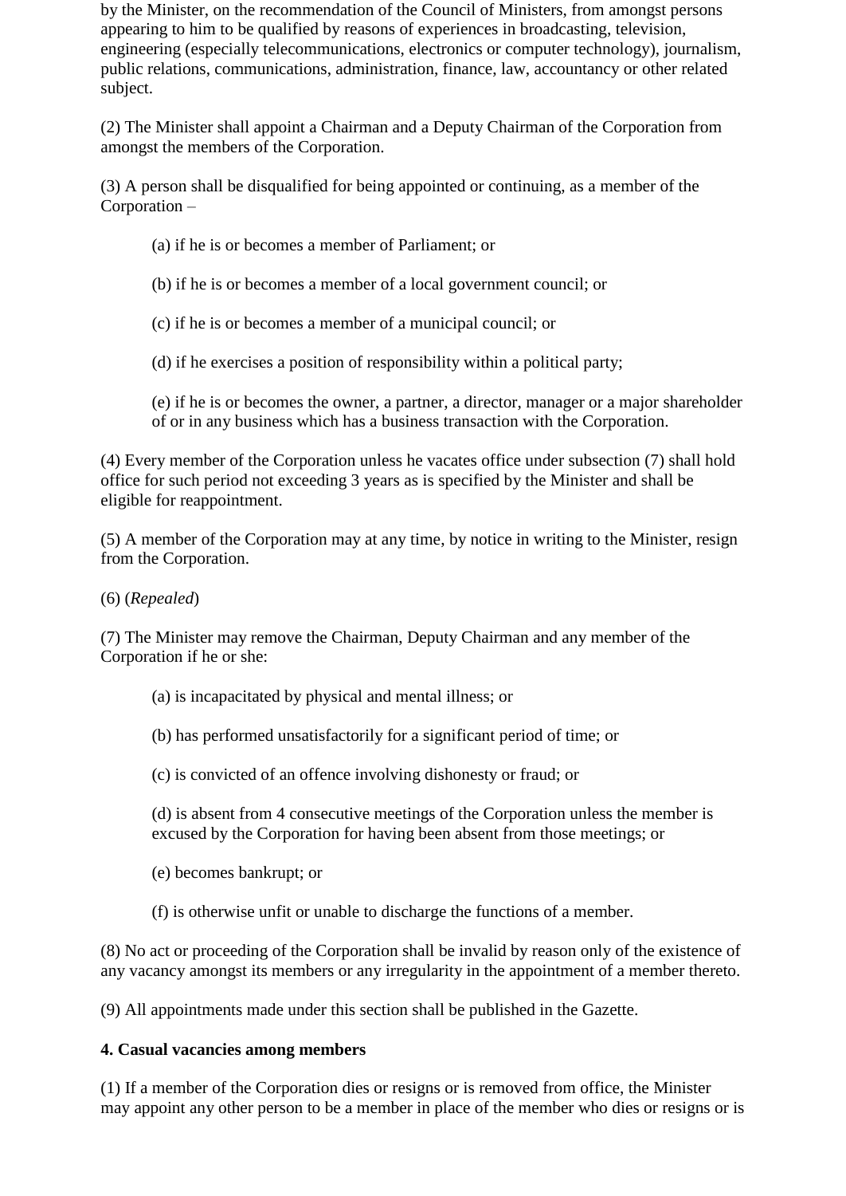by the Minister, on the recommendation of the Council of Ministers, from amongst persons appearing to him to be qualified by reasons of experiences in broadcasting, television, engineering (especially telecommunications, electronics or computer technology), journalism, public relations, communications, administration, finance, law, accountancy or other related subject.

(2) The Minister shall appoint a Chairman and a Deputy Chairman of the Corporation from amongst the members of the Corporation.

(3) A person shall be disqualified for being appointed or continuing, as a member of the Corporation –

> (a) if he is or becomes a member of Parliament; or
>
> (b) if he is or becomes a member of a local government council; or
>
> (c) if he is or becomes a member of a municipal council; or
>
> (d) if he exercises a position of responsibility within a political party;
>
> (e) if he is or becomes the owner, a partner, a director, manager or a major shareholder of or in any business which has a business transaction with the Corporation.

(4) Every member of the Corporation unless he vacates office under subsection (7) shall hold office for such period not exceeding 3 years as is specified by the Minister and shall be eligible for reappointment.

(5) A member of the Corporation may at any time, by notice in writing to the Minister, resign from the Corporation.

(6) (*Repealed*)

(7) The Minister may remove the Chairman, Deputy Chairman and any member of the Corporation if he or she:

> (a) is incapacitated by physical and mental illness; or
>
> (b) has performed unsatisfactorily for a significant period of time; or
>
> (c) is convicted of an offence involving dishonesty or fraud; or
>
> (d) is absent from 4 consecutive meetings of the Corporation unless the member is excused by the Corporation for having been absent from those meetings; or
>
> (e) becomes bankrupt; or
>
> (f) is otherwise unfit or unable to discharge the functions of a member.

(8) No act or proceeding of the Corporation shall be invalid by reason only of the existence of any vacancy amongst its members or any irregularity in the appointment of a member thereto.

(9) All appointments made under this section shall be published in the Gazette.

**4. Casual vacancies among members**

(1) If a member of the Corporation dies or resigns or is removed from office, the Minister may appoint any other person to be a member in place of the member who dies or resigns or is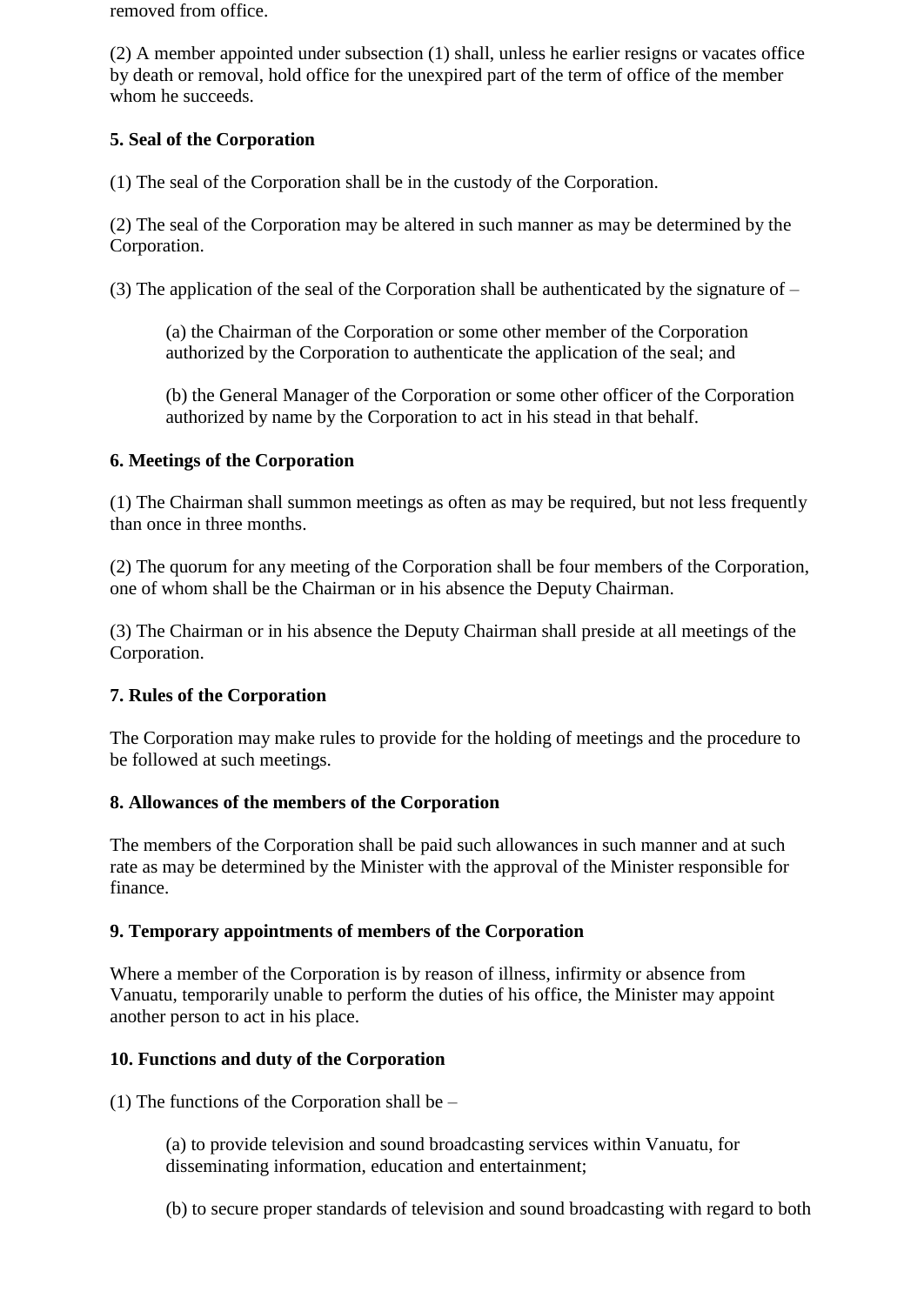removed from office.

(2) A member appointed under subsection (1) shall, unless he earlier resigns or vacates office by death or removal, hold office for the unexpired part of the term of office of the member whom he succeeds.

**5. Seal of the Corporation**

(1) The seal of the Corporation shall be in the custody of the Corporation.

(2) The seal of the Corporation may be altered in such manner as may be determined by the Corporation.

(3) The application of the seal of the Corporation shall be authenticated by the signature of –

> (a) the Chairman of the Corporation or some other member of the Corporation authorized by the Corporation to authenticate the application of the seal; and
>
> (b) the General Manager of the Corporation or some other officer of the Corporation authorized by name by the Corporation to act in his stead in that behalf.

**6. Meetings of the Corporation**

(1) The Chairman shall summon meetings as often as may be required, but not less frequently than once in three months.

(2) The quorum for any meeting of the Corporation shall be four members of the Corporation, one of whom shall be the Chairman or in his absence the Deputy Chairman.

(3) The Chairman or in his absence the Deputy Chairman shall preside at all meetings of the Corporation.

**7. Rules of the Corporation**

The Corporation may make rules to provide for the holding of meetings and the procedure to be followed at such meetings.

**8. Allowances of the members of the Corporation**

The members of the Corporation shall be paid such allowances in such manner and at such rate as may be determined by the Minister with the approval of the Minister responsible for finance.

**9. Temporary appointments of members of the Corporation**

Where a member of the Corporation is by reason of illness, infirmity or absence from Vanuatu, temporarily unable to perform the duties of his office, the Minister may appoint another person to act in his place.

**10. Functions and duty of the Corporation**

(1) The functions of the Corporation shall be –

> (a) to provide television and sound broadcasting services within Vanuatu, for disseminating information, education and entertainment;
>
> (b) to secure proper standards of television and sound broadcasting with regard to both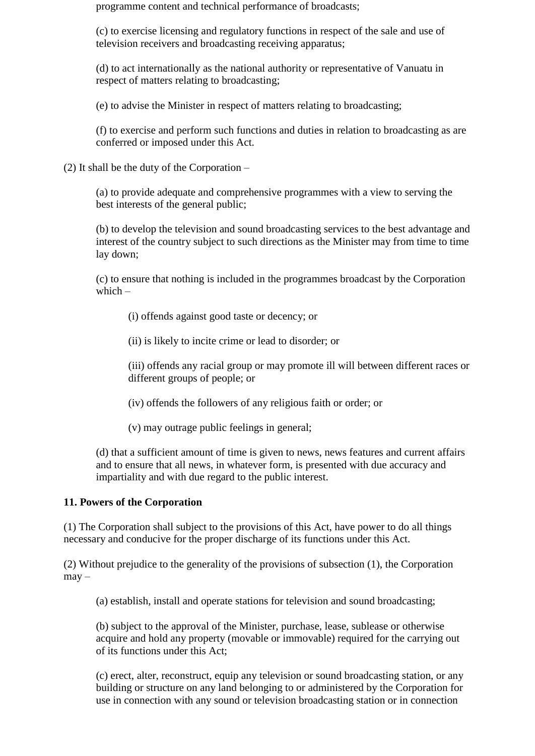programme content and technical performance of broadcasts;

(c) to exercise licensing and regulatory functions in respect of the sale and use of television receivers and broadcasting receiving apparatus;

(d) to act internationally as the national authority or representative of Vanuatu in respect of matters relating to broadcasting;

(e) to advise the Minister in respect of matters relating to broadcasting;

(f) to exercise and perform such functions and duties in relation to broadcasting as are conferred or imposed under this Act.

(2) It shall be the duty of the Corporation –

(a) to provide adequate and comprehensive programmes with a view to serving the best interests of the general public;

(b) to develop the television and sound broadcasting services to the best advantage and interest of the country subject to such directions as the Minister may from time to time lay down;

(c) to ensure that nothing is included in the programmes broadcast by the Corporation which –

(i) offends against good taste or decency; or

(ii) is likely to incite crime or lead to disorder; or

(iii) offends any racial group or may promote ill will between different races or different groups of people; or

(iv) offends the followers of any religious faith or order; or

(v) may outrage public feelings in general;

(d) that a sufficient amount of time is given to news, news features and current affairs and to ensure that all news, in whatever form, is presented with due accuracy and impartiality and with due regard to the public interest.

**11. Powers of the Corporation**

(1) The Corporation shall subject to the provisions of this Act, have power to do all things necessary and conducive for the proper discharge of its functions under this Act.

(2) Without prejudice to the generality of the provisions of subsection (1), the Corporation may –

(a) establish, install and operate stations for television and sound broadcasting;

(b) subject to the approval of the Minister, purchase, lease, sublease or otherwise acquire and hold any property (movable or immovable) required for the carrying out of its functions under this Act;

(c) erect, alter, reconstruct, equip any television or sound broadcasting station, or any building or structure on any land belonging to or administered by the Corporation for use in connection with any sound or television broadcasting station or in connection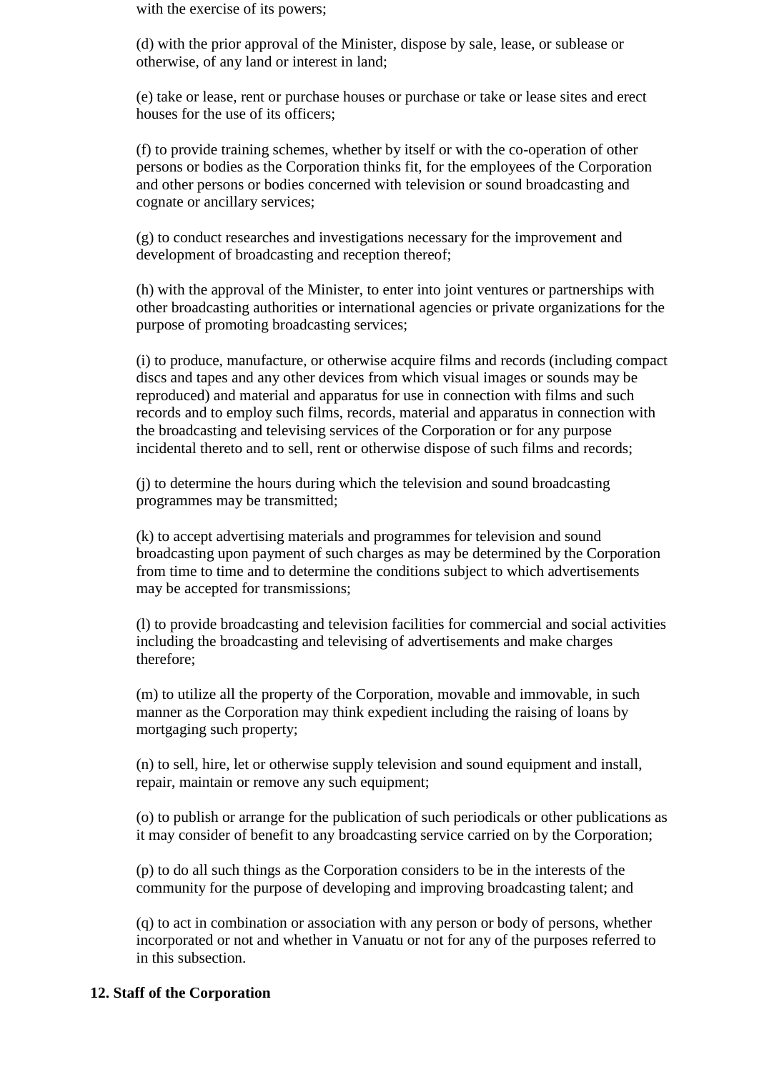with the exercise of its powers;

(d) with the prior approval of the Minister, dispose by sale, lease, or sublease or otherwise, of any land or interest in land;

(e) take or lease, rent or purchase houses or purchase or take or lease sites and erect houses for the use of its officers;

(f) to provide training schemes, whether by itself or with the co-operation of other persons or bodies as the Corporation thinks fit, for the employees of the Corporation and other persons or bodies concerned with television or sound broadcasting and cognate or ancillary services;

(g) to conduct researches and investigations necessary for the improvement and development of broadcasting and reception thereof;

(h) with the approval of the Minister, to enter into joint ventures or partnerships with other broadcasting authorities or international agencies or private organizations for the purpose of promoting broadcasting services;

(i) to produce, manufacture, or otherwise acquire films and records (including compact discs and tapes and any other devices from which visual images or sounds may be reproduced) and material and apparatus for use in connection with films and such records and to employ such films, records, material and apparatus in connection with the broadcasting and televising services of the Corporation or for any purpose incidental thereto and to sell, rent or otherwise dispose of such films and records;

(j) to determine the hours during which the television and sound broadcasting programmes may be transmitted;

(k) to accept advertising materials and programmes for television and sound broadcasting upon payment of such charges as may be determined by the Corporation from time to time and to determine the conditions subject to which advertisements may be accepted for transmissions;

(l) to provide broadcasting and television facilities for commercial and social activities including the broadcasting and televising of advertisements and make charges therefore;

(m) to utilize all the property of the Corporation, movable and immovable, in such manner as the Corporation may think expedient including the raising of loans by mortgaging such property;

(n) to sell, hire, let or otherwise supply television and sound equipment and install, repair, maintain or remove any such equipment;

(o) to publish or arrange for the publication of such periodicals or other publications as it may consider of benefit to any broadcasting service carried on by the Corporation;

(p) to do all such things as the Corporation considers to be in the interests of the community for the purpose of developing and improving broadcasting talent; and

(q) to act in combination or association with any person or body of persons, whether incorporated or not and whether in Vanuatu or not for any of the purposes referred to in this subsection.

**12. Staff of the Corporation**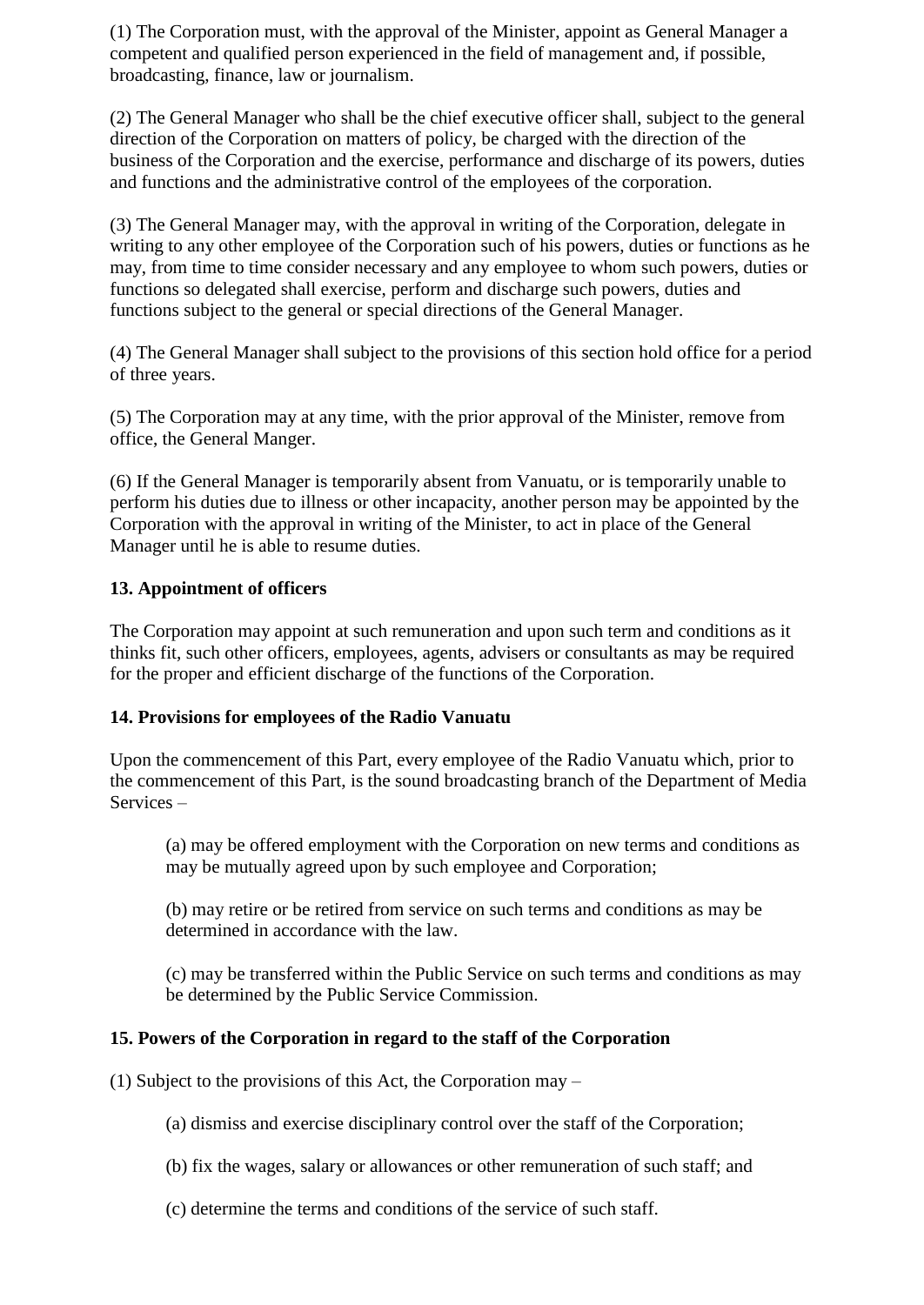(1) The Corporation must, with the approval of the Minister, appoint as General Manager a competent and qualified person experienced in the field of management and, if possible, broadcasting, finance, law or journalism.

(2) The General Manager who shall be the chief executive officer shall, subject to the general direction of the Corporation on matters of policy, be charged with the direction of the business of the Corporation and the exercise, performance and discharge of its powers, duties and functions and the administrative control of the employees of the corporation.

(3) The General Manager may, with the approval in writing of the Corporation, delegate in writing to any other employee of the Corporation such of his powers, duties or functions as he may, from time to time consider necessary and any employee to whom such powers, duties or functions so delegated shall exercise, perform and discharge such powers, duties and functions subject to the general or special directions of the General Manager.

(4) The General Manager shall subject to the provisions of this section hold office for a period of three years.

(5) The Corporation may at any time, with the prior approval of the Minister, remove from office, the General Manger.

(6) If the General Manager is temporarily absent from Vanuatu, or is temporarily unable to perform his duties due to illness or other incapacity, another person may be appointed by the Corporation with the approval in writing of the Minister, to act in place of the General Manager until he is able to resume duties.

**13. Appointment of officers**

The Corporation may appoint at such remuneration and upon such term and conditions as it thinks fit, such other officers, employees, agents, advisers or consultants as may be required for the proper and efficient discharge of the functions of the Corporation.

**14. Provisions for employees of the Radio Vanuatu**

Upon the commencement of this Part, every employee of the Radio Vanuatu which, prior to the commencement of this Part, is the sound broadcasting branch of the Department of Media Services –

(a) may be offered employment with the Corporation on new terms and conditions as may be mutually agreed upon by such employee and Corporation;

(b) may retire or be retired from service on such terms and conditions as may be determined in accordance with the law.

(c) may be transferred within the Public Service on such terms and conditions as may be determined by the Public Service Commission.

**15. Powers of the Corporation in regard to the staff of the Corporation**

(1) Subject to the provisions of this Act, the Corporation may –

(a) dismiss and exercise disciplinary control over the staff of the Corporation;

(b) fix the wages, salary or allowances or other remuneration of such staff; and

(c) determine the terms and conditions of the service of such staff.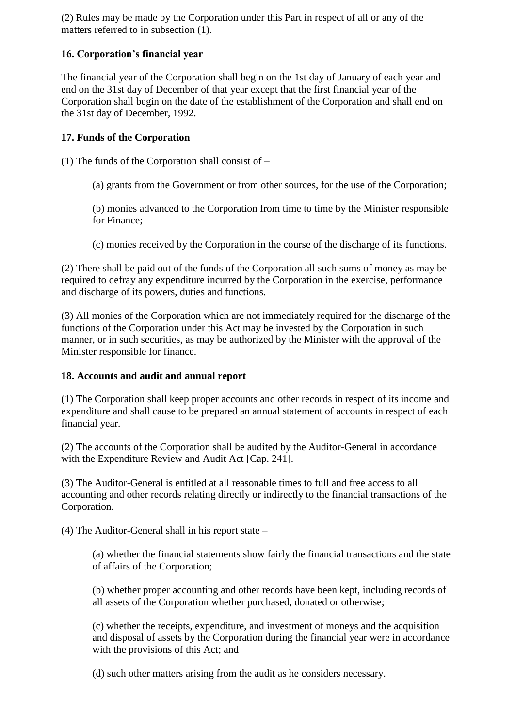(2) Rules may be made by the Corporation under this Part in respect of all or any of the matters referred to in subsection (1).

### 16. Corporation's financial year

The financial year of the Corporation shall begin on the 1st day of January of each year and end on the 31st day of December of that year except that the first financial year of the Corporation shall begin on the date of the establishment of the Corporation and shall end on the 31st day of December, 1992.

### 17. Funds of the Corporation

(1) The funds of the Corporation shall consist of –

(a) grants from the Government or from other sources, for the use of the Corporation;

(b) monies advanced to the Corporation from time to time by the Minister responsible for Finance;

(c) monies received by the Corporation in the course of the discharge of its functions.

(2) There shall be paid out of the funds of the Corporation all such sums of money as may be required to defray any expenditure incurred by the Corporation in the exercise, performance and discharge of its powers, duties and functions.

(3) All monies of the Corporation which are not immediately required for the discharge of the functions of the Corporation under this Act may be invested by the Corporation in such manner, or in such securities, as may be authorized by the Minister with the approval of the Minister responsible for finance.

### 18. Accounts and audit and annual report

(1) The Corporation shall keep proper accounts and other records in respect of its income and expenditure and shall cause to be prepared an annual statement of accounts in respect of each financial year.

(2) The accounts of the Corporation shall be audited by the Auditor-General in accordance with the Expenditure Review and Audit Act [Cap. 241].

(3) The Auditor-General is entitled at all reasonable times to full and free access to all accounting and other records relating directly or indirectly to the financial transactions of the Corporation.

(4) The Auditor-General shall in his report state –

(a) whether the financial statements show fairly the financial transactions and the state of affairs of the Corporation;

(b) whether proper accounting and other records have been kept, including records of all assets of the Corporation whether purchased, donated or otherwise;

(c) whether the receipts, expenditure, and investment of moneys and the acquisition and disposal of assets by the Corporation during the financial year were in accordance with the provisions of this Act; and

(d) such other matters arising from the audit as he considers necessary.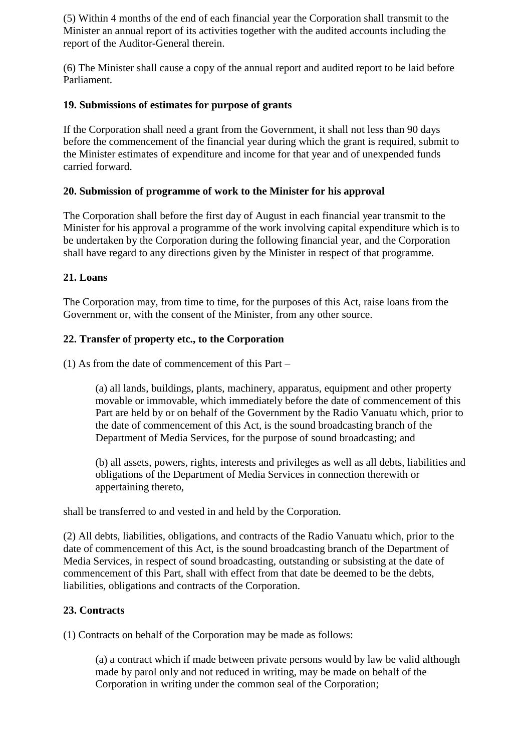(5) Within 4 months of the end of each financial year the Corporation shall transmit to the Minister an annual report of its activities together with the audited accounts including the report of the Auditor-General therein.

(6) The Minister shall cause a copy of the annual report and audited report to be laid before Parliament.

### 19. Submissions of estimates for purpose of grants

If the Corporation shall need a grant from the Government, it shall not less than 90 days before the commencement of the financial year during which the grant is required, submit to the Minister estimates of expenditure and income for that year and of unexpended funds carried forward.

### 20. Submission of programme of work to the Minister for his approval

The Corporation shall before the first day of August in each financial year transmit to the Minister for his approval a programme of the work involving capital expenditure which is to be undertaken by the Corporation during the following financial year, and the Corporation shall have regard to any directions given by the Minister in respect of that programme.

### 21. Loans

The Corporation may, from time to time, for the purposes of this Act, raise loans from the Government or, with the consent of the Minister, from any other source.

### 22. Transfer of property etc., to the Corporation

(1) As from the date of commencement of this Part –

> (a) all lands, buildings, plants, machinery, apparatus, equipment and other property movable or immovable, which immediately before the date of commencement of this Part are held by or on behalf of the Government by the Radio Vanuatu which, prior to the date of commencement of this Act, is the sound broadcasting branch of the Department of Media Services, for the purpose of sound broadcasting; and
>
> (b) all assets, powers, rights, interests and privileges as well as all debts, liabilities and obligations of the Department of Media Services in connection therewith or appertaining thereto,

shall be transferred to and vested in and held by the Corporation.

(2) All debts, liabilities, obligations, and contracts of the Radio Vanuatu which, prior to the date of commencement of this Act, is the sound broadcasting branch of the Department of Media Services, in respect of sound broadcasting, outstanding or subsisting at the date of commencement of this Part, shall with effect from that date be deemed to be the debts, liabilities, obligations and contracts of the Corporation.

### 23. Contracts

(1) Contracts on behalf of the Corporation may be made as follows:

> (a) a contract which if made between private persons would by law be valid although made by parol only and not reduced in writing, may be made on behalf of the Corporation in writing under the common seal of the Corporation;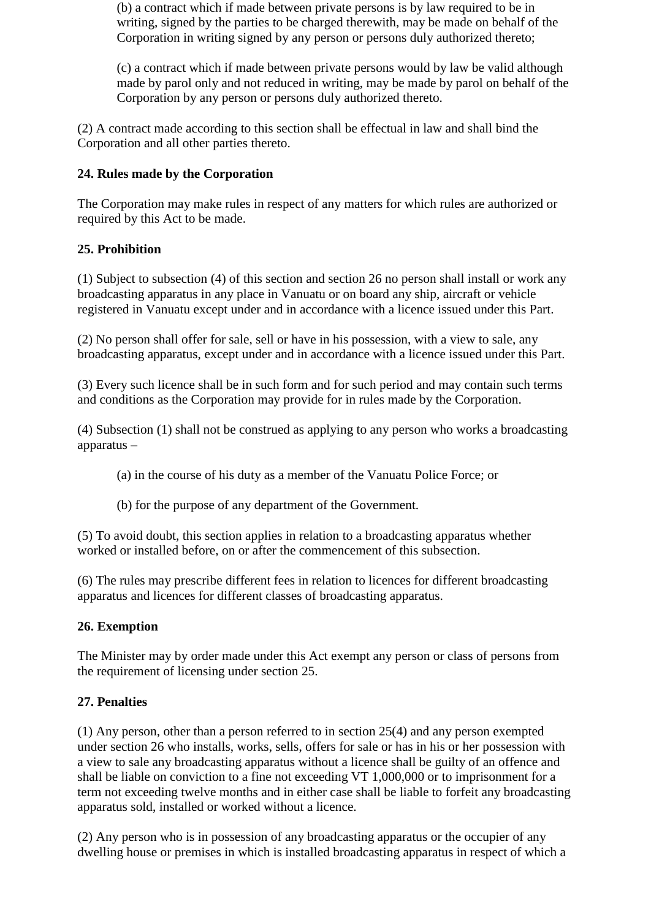(b) a contract which if made between private persons is by law required to be in writing, signed by the parties to be charged therewith, may be made on behalf of the Corporation in writing signed by any person or persons duly authorized thereto;

(c) a contract which if made between private persons would by law be valid although made by parol only and not reduced in writing, may be made by parol on behalf of the Corporation by any person or persons duly authorized thereto.

(2) A contract made according to this section shall be effectual in law and shall bind the Corporation and all other parties thereto.

**24. Rules made by the Corporation**

The Corporation may make rules in respect of any matters for which rules are authorized or required by this Act to be made.

**25. Prohibition**

(1) Subject to subsection (4) of this section and section 26 no person shall install or work any broadcasting apparatus in any place in Vanuatu or on board any ship, aircraft or vehicle registered in Vanuatu except under and in accordance with a licence issued under this Part.

(2) No person shall offer for sale, sell or have in his possession, with a view to sale, any broadcasting apparatus, except under and in accordance with a licence issued under this Part.

(3) Every such licence shall be in such form and for such period and may contain such terms and conditions as the Corporation may provide for in rules made by the Corporation.

(4) Subsection (1) shall not be construed as applying to any person who works a broadcasting apparatus –

(a) in the course of his duty as a member of the Vanuatu Police Force; or

(b) for the purpose of any department of the Government.

(5) To avoid doubt, this section applies in relation to a broadcasting apparatus whether worked or installed before, on or after the commencement of this subsection.

(6) The rules may prescribe different fees in relation to licences for different broadcasting apparatus and licences for different classes of broadcasting apparatus.

**26. Exemption**

The Minister may by order made under this Act exempt any person or class of persons from the requirement of licensing under section 25.

**27. Penalties**

(1) Any person, other than a person referred to in section 25(4) and any person exempted under section 26 who installs, works, sells, offers for sale or has in his or her possession with a view to sale any broadcasting apparatus without a licence shall be guilty of an offence and shall be liable on conviction to a fine not exceeding VT 1,000,000 or to imprisonment for a term not exceeding twelve months and in either case shall be liable to forfeit any broadcasting apparatus sold, installed or worked without a licence.

(2) Any person who is in possession of any broadcasting apparatus or the occupier of any dwelling house or premises in which is installed broadcasting apparatus in respect of which a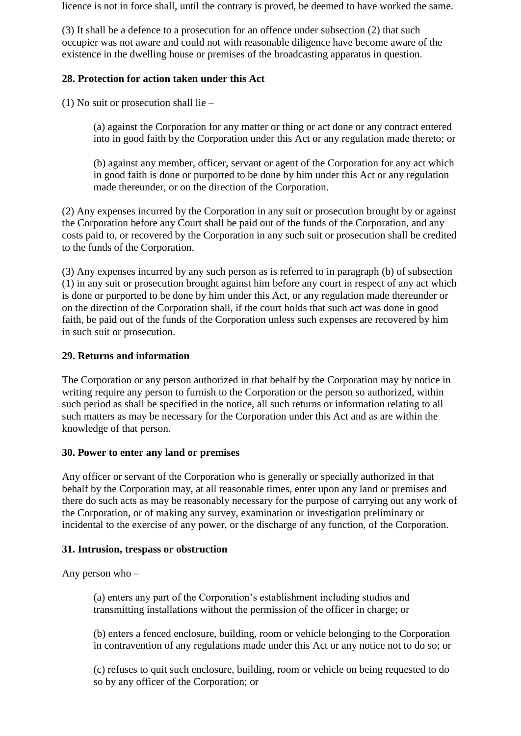licence is not in force shall, until the contrary is proved, be deemed to have worked the same.

(3) It shall be a defence to a prosecution for an offence under subsection (2) that such occupier was not aware and could not with reasonable diligence have become aware of the existence in the dwelling house or premises of the broadcasting apparatus in question.

### 28. Protection for action taken under this Act

(1) No suit or prosecution shall lie –

> (a) against the Corporation for any matter or thing or act done or any contract entered into in good faith by the Corporation under this Act or any regulation made thereto; or
>
> (b) against any member, officer, servant or agent of the Corporation for any act which in good faith is done or purported to be done by him under this Act or any regulation made thereunder, or on the direction of the Corporation.

(2) Any expenses incurred by the Corporation in any suit or prosecution brought by or against the Corporation before any Court shall be paid out of the funds of the Corporation, and any costs paid to, or recovered by the Corporation in any such suit or prosecution shall be credited to the funds of the Corporation.

(3) Any expenses incurred by any such person as is referred to in paragraph (b) of subsection (1) in any suit or prosecution brought against him before any court in respect of any act which is done or purported to be done by him under this Act, or any regulation made thereunder or on the direction of the Corporation shall, if the court holds that such act was done in good faith, be paid out of the funds of the Corporation unless such expenses are recovered by him in such suit or prosecution.

### 29. Returns and information

The Corporation or any person authorized in that behalf by the Corporation may by notice in writing require any person to furnish to the Corporation or the person so authorized, within such period as shall be specified in the notice, all such returns or information relating to all such matters as may be necessary for the Corporation under this Act and as are within the knowledge of that person.

### 30. Power to enter any land or premises

Any officer or servant of the Corporation who is generally or specially authorized in that behalf by the Corporation may, at all reasonable times, enter upon any land or premises and there do such acts as may be reasonably necessary for the purpose of carrying out any work of the Corporation, or of making any survey, examination or investigation preliminary or incidental to the exercise of any power, or the discharge of any function, of the Corporation.

### 31. Intrusion, trespass or obstruction

Any person who –

> (a) enters any part of the Corporation's establishment including studios and transmitting installations without the permission of the officer in charge; or
>
> (b) enters a fenced enclosure, building, room or vehicle belonging to the Corporation in contravention of any regulations made under this Act or any notice not to do so; or
>
> (c) refuses to quit such enclosure, building, room or vehicle on being requested to do so by any officer of the Corporation; or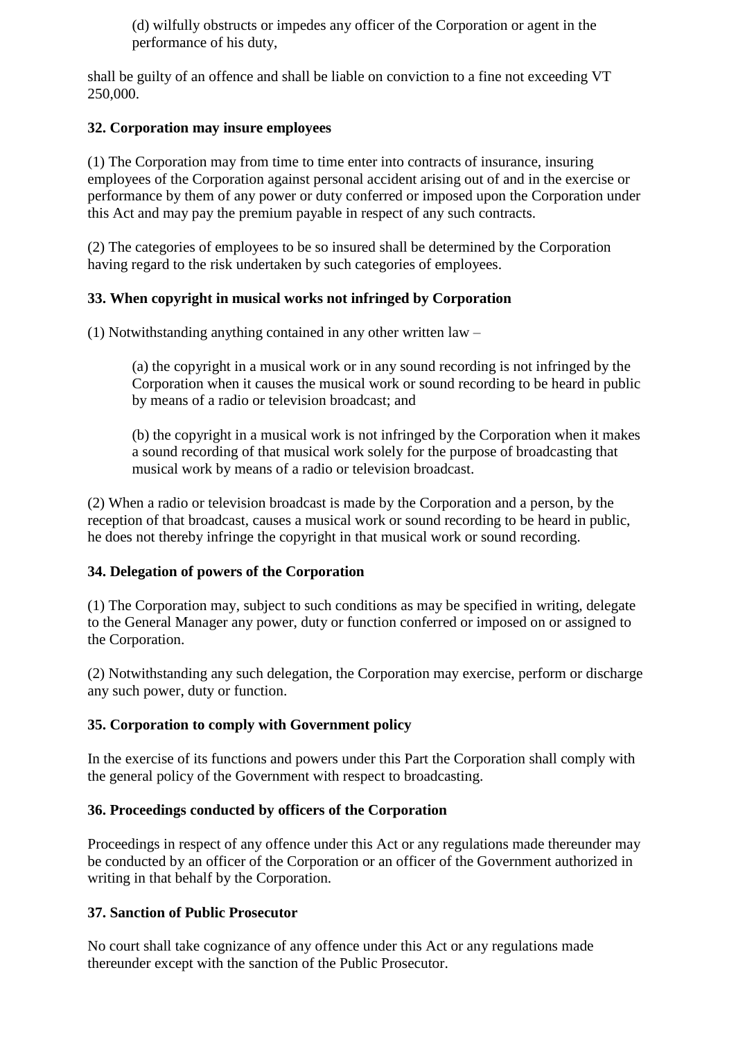(d) wilfully obstructs or impedes any officer of the Corporation or agent in the performance of his duty,

shall be guilty of an offence and shall be liable on conviction to a fine not exceeding VT 250,000.

**32. Corporation may insure employees**

(1) The Corporation may from time to time enter into contracts of insurance, insuring employees of the Corporation against personal accident arising out of and in the exercise or performance by them of any power or duty conferred or imposed upon the Corporation under this Act and may pay the premium payable in respect of any such contracts.

(2) The categories of employees to be so insured shall be determined by the Corporation having regard to the risk undertaken by such categories of employees.

**33. When copyright in musical works not infringed by Corporation**

(1) Notwithstanding anything contained in any other written law –

(a) the copyright in a musical work or in any sound recording is not infringed by the Corporation when it causes the musical work or sound recording to be heard in public by means of a radio or television broadcast; and

(b) the copyright in a musical work is not infringed by the Corporation when it makes a sound recording of that musical work solely for the purpose of broadcasting that musical work by means of a radio or television broadcast.

(2) When a radio or television broadcast is made by the Corporation and a person, by the reception of that broadcast, causes a musical work or sound recording to be heard in public, he does not thereby infringe the copyright in that musical work or sound recording.

**34. Delegation of powers of the Corporation**

(1) The Corporation may, subject to such conditions as may be specified in writing, delegate to the General Manager any power, duty or function conferred or imposed on or assigned to the Corporation.

(2) Notwithstanding any such delegation, the Corporation may exercise, perform or discharge any such power, duty or function.

**35. Corporation to comply with Government policy**

In the exercise of its functions and powers under this Part the Corporation shall comply with the general policy of the Government with respect to broadcasting.

**36. Proceedings conducted by officers of the Corporation**

Proceedings in respect of any offence under this Act or any regulations made thereunder may be conducted by an officer of the Corporation or an officer of the Government authorized in writing in that behalf by the Corporation.

**37. Sanction of Public Prosecutor**

No court shall take cognizance of any offence under this Act or any regulations made thereunder except with the sanction of the Public Prosecutor.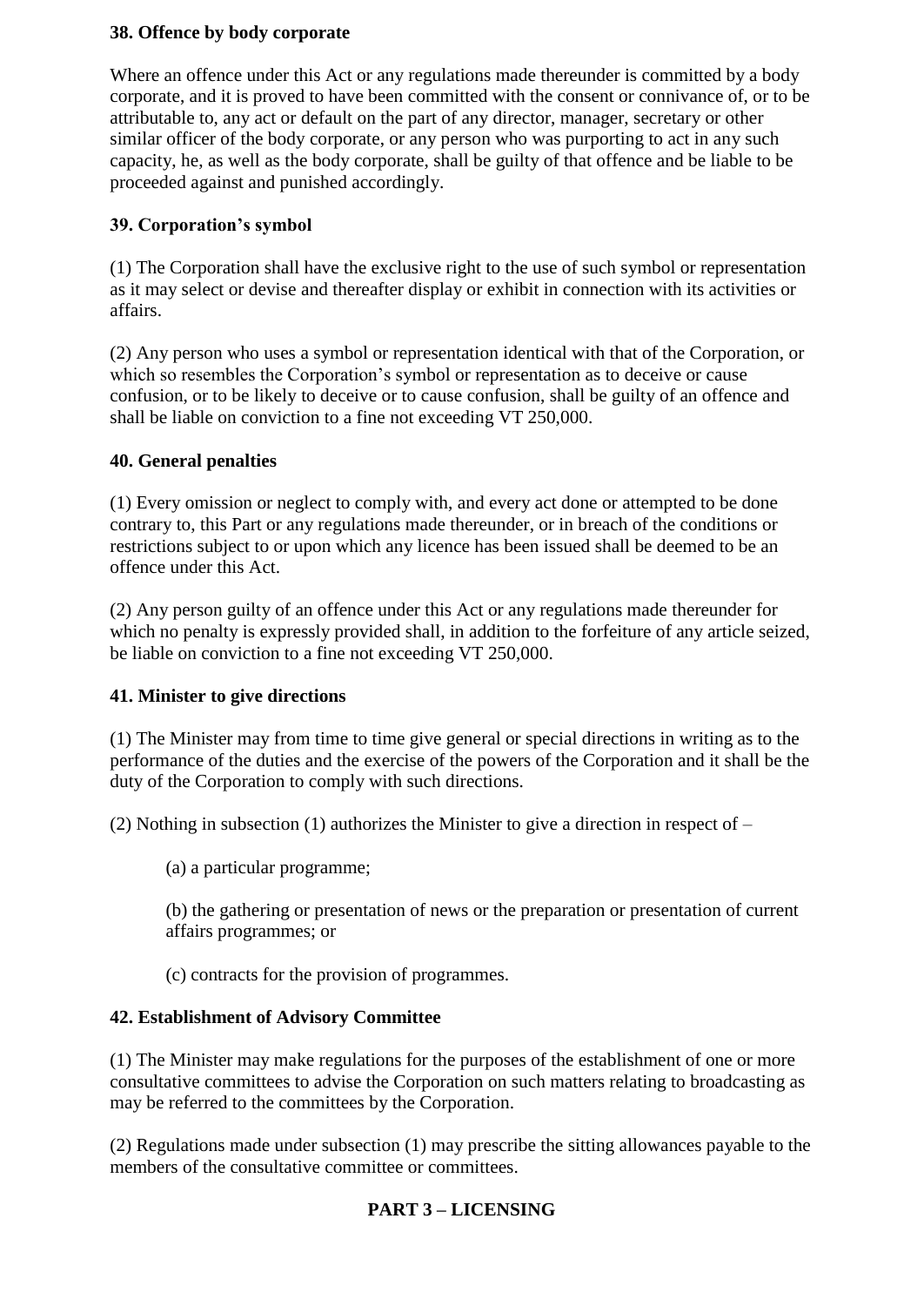### 38. Offence by body corporate

Where an offence under this Act or any regulations made thereunder is committed by a body corporate, and it is proved to have been committed with the consent or connivance of, or to be attributable to, any act or default on the part of any director, manager, secretary or other similar officer of the body corporate, or any person who was purporting to act in any such capacity, he, as well as the body corporate, shall be guilty of that offence and be liable to be proceeded against and punished accordingly.

### 39. Corporation's symbol

(1) The Corporation shall have the exclusive right to the use of such symbol or representation as it may select or devise and thereafter display or exhibit in connection with its activities or affairs.

(2) Any person who uses a symbol or representation identical with that of the Corporation, or which so resembles the Corporation's symbol or representation as to deceive or cause confusion, or to be likely to deceive or to cause confusion, shall be guilty of an offence and shall be liable on conviction to a fine not exceeding VT 250,000.

### 40. General penalties

(1) Every omission or neglect to comply with, and every act done or attempted to be done contrary to, this Part or any regulations made thereunder, or in breach of the conditions or restrictions subject to or upon which any licence has been issued shall be deemed to be an offence under this Act.

(2) Any person guilty of an offence under this Act or any regulations made thereunder for which no penalty is expressly provided shall, in addition to the forfeiture of any article seized, be liable on conviction to a fine not exceeding VT 250,000.

### 41. Minister to give directions

(1) The Minister may from time to time give general or special directions in writing as to the performance of the duties and the exercise of the powers of the Corporation and it shall be the duty of the Corporation to comply with such directions.

(2) Nothing in subsection (1) authorizes the Minister to give a direction in respect of –

(a) a particular programme;

(b) the gathering or presentation of news or the preparation or presentation of current affairs programmes; or

(c) contracts for the provision of programmes.

### 42. Establishment of Advisory Committee

(1) The Minister may make regulations for the purposes of the establishment of one or more consultative committees to advise the Corporation on such matters relating to broadcasting as may be referred to the committees by the Corporation.

(2) Regulations made under subsection (1) may prescribe the sitting allowances payable to the members of the consultative committee or committees.

## PART 3 – LICENSING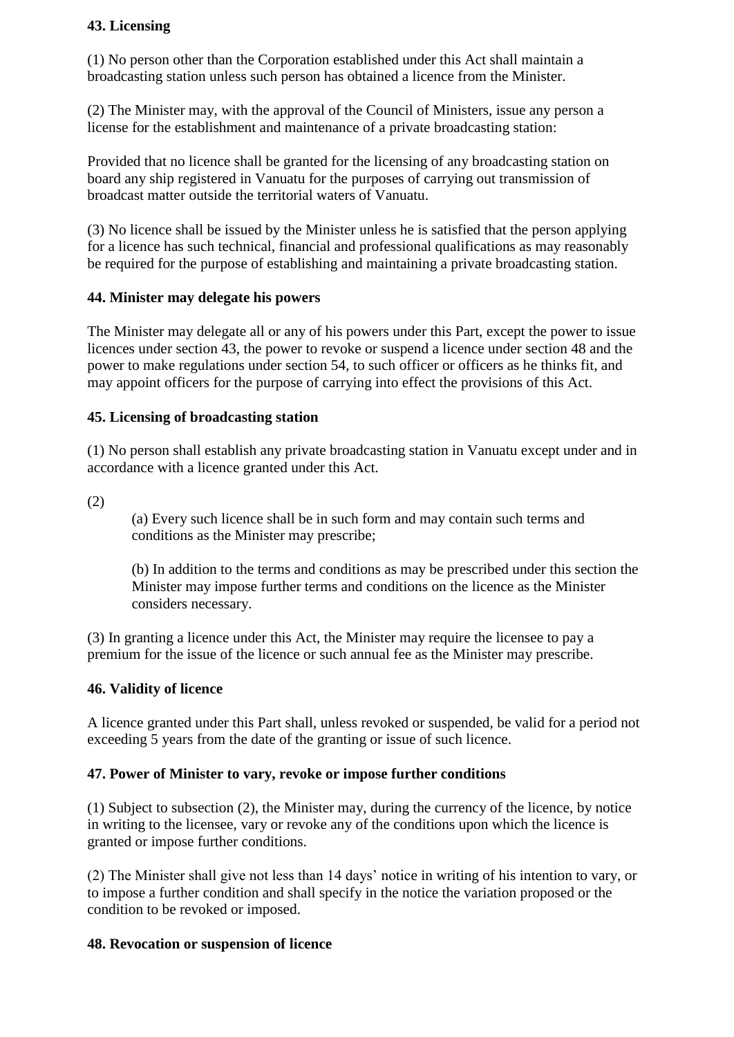**43. Licensing**

(1) No person other than the Corporation established under this Act shall maintain a broadcasting station unless such person has obtained a licence from the Minister.

(2) The Minister may, with the approval of the Council of Ministers, issue any person a license for the establishment and maintenance of a private broadcasting station:

Provided that no licence shall be granted for the licensing of any broadcasting station on board any ship registered in Vanuatu for the purposes of carrying out transmission of broadcast matter outside the territorial waters of Vanuatu.

(3) No licence shall be issued by the Minister unless he is satisfied that the person applying for a licence has such technical, financial and professional qualifications as may reasonably be required for the purpose of establishing and maintaining a private broadcasting station.

**44. Minister may delegate his powers**

The Minister may delegate all or any of his powers under this Part, except the power to issue licences under section 43, the power to revoke or suspend a licence under section 48 and the power to make regulations under section 54, to such officer or officers as he thinks fit, and may appoint officers for the purpose of carrying into effect the provisions of this Act.

**45. Licensing of broadcasting station**

(1) No person shall establish any private broadcasting station in Vanuatu except under and in accordance with a licence granted under this Act.

(2)

(a) Every such licence shall be in such form and may contain such terms and conditions as the Minister may prescribe;

(b) In addition to the terms and conditions as may be prescribed under this section the Minister may impose further terms and conditions on the licence as the Minister considers necessary.

(3) In granting a licence under this Act, the Minister may require the licensee to pay a premium for the issue of the licence or such annual fee as the Minister may prescribe.

**46. Validity of licence**

A licence granted under this Part shall, unless revoked or suspended, be valid for a period not exceeding 5 years from the date of the granting or issue of such licence.

**47. Power of Minister to vary, revoke or impose further conditions**

(1) Subject to subsection (2), the Minister may, during the currency of the licence, by notice in writing to the licensee, vary or revoke any of the conditions upon which the licence is granted or impose further conditions.

(2) The Minister shall give not less than 14 days' notice in writing of his intention to vary, or to impose a further condition and shall specify in the notice the variation proposed or the condition to be revoked or imposed.

**48. Revocation or suspension of licence**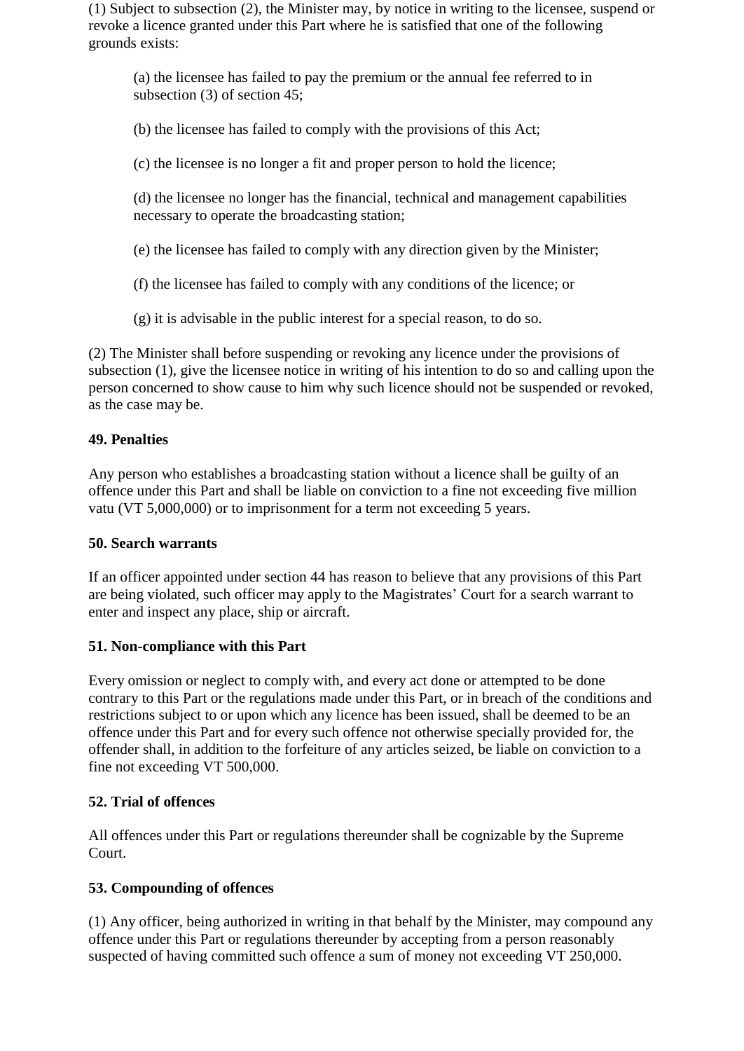(1) Subject to subsection (2), the Minister may, by notice in writing to the licensee, suspend or revoke a licence granted under this Part where he is satisfied that one of the following grounds exists:

(a) the licensee has failed to pay the premium or the annual fee referred to in subsection (3) of section 45;

(b) the licensee has failed to comply with the provisions of this Act;

(c) the licensee is no longer a fit and proper person to hold the licence;

(d) the licensee no longer has the financial, technical and management capabilities necessary to operate the broadcasting station;

(e) the licensee has failed to comply with any direction given by the Minister;

(f) the licensee has failed to comply with any conditions of the licence; or

(g) it is advisable in the public interest for a special reason, to do so.

(2) The Minister shall before suspending or revoking any licence under the provisions of subsection (1), give the licensee notice in writing of his intention to do so and calling upon the person concerned to show cause to him why such licence should not be suspended or revoked, as the case may be.

**49. Penalties**

Any person who establishes a broadcasting station without a licence shall be guilty of an offence under this Part and shall be liable on conviction to a fine not exceeding five million vatu (VT 5,000,000) or to imprisonment for a term not exceeding 5 years.

**50. Search warrants**

If an officer appointed under section 44 has reason to believe that any provisions of this Part are being violated, such officer may apply to the Magistrates' Court for a search warrant to enter and inspect any place, ship or aircraft.

**51. Non-compliance with this Part**

Every omission or neglect to comply with, and every act done or attempted to be done contrary to this Part or the regulations made under this Part, or in breach of the conditions and restrictions subject to or upon which any licence has been issued, shall be deemed to be an offence under this Part and for every such offence not otherwise specially provided for, the offender shall, in addition to the forfeiture of any articles seized, be liable on conviction to a fine not exceeding VT 500,000.

**52. Trial of offences**

All offences under this Part or regulations thereunder shall be cognizable by the Supreme Court.

**53. Compounding of offences**

(1) Any officer, being authorized in writing in that behalf by the Minister, may compound any offence under this Part or regulations thereunder by accepting from a person reasonably suspected of having committed such offence a sum of money not exceeding VT 250,000.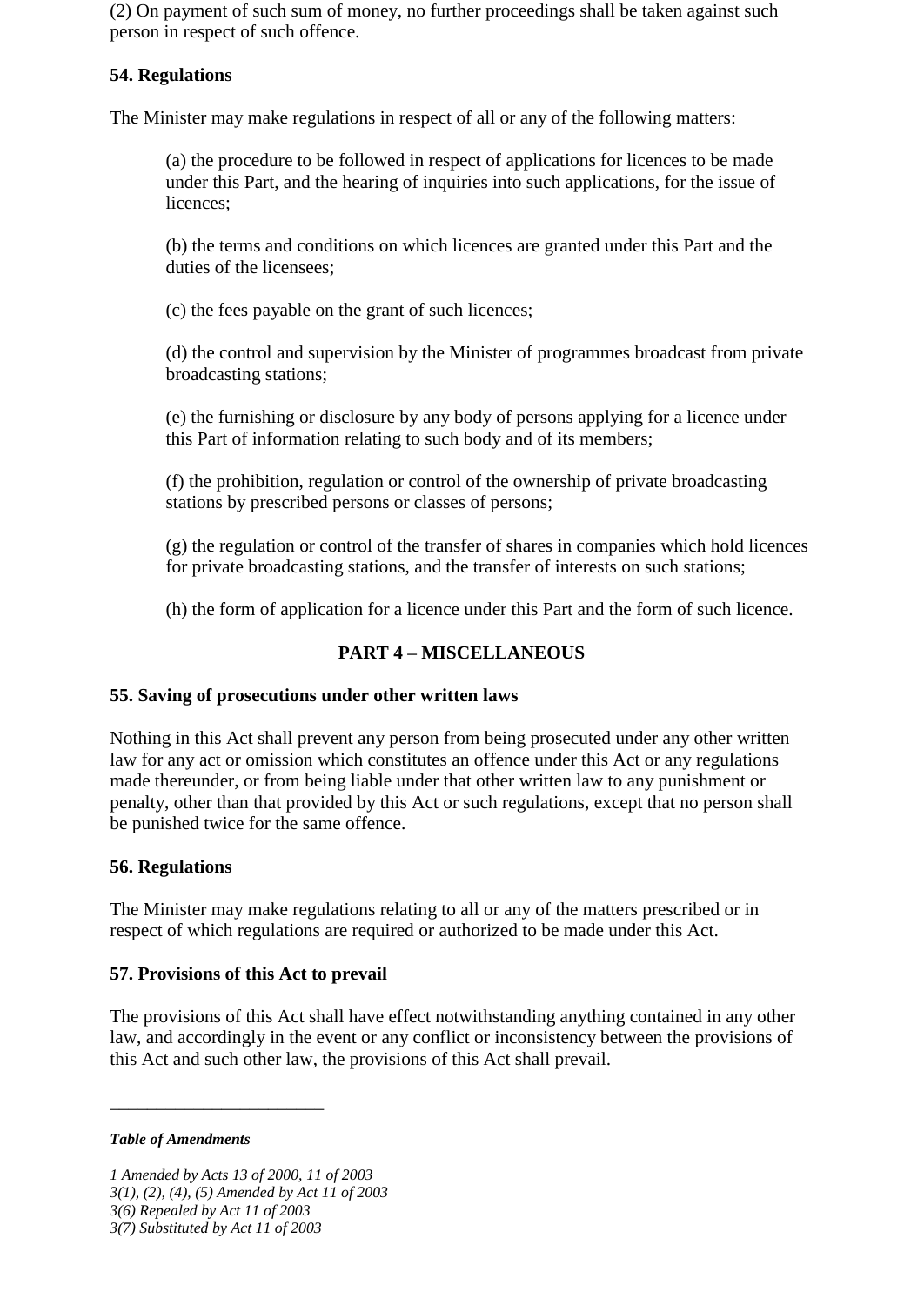(2) On payment of such sum of money, no further proceedings shall be taken against such person in respect of such offence.

### 54. Regulations

The Minister may make regulations in respect of all or any of the following matters:

(a) the procedure to be followed in respect of applications for licences to be made under this Part, and the hearing of inquiries into such applications, for the issue of licences;

(b) the terms and conditions on which licences are granted under this Part and the duties of the licensees;

(c) the fees payable on the grant of such licences;

(d) the control and supervision by the Minister of programmes broadcast from private broadcasting stations;

(e) the furnishing or disclosure by any body of persons applying for a licence under this Part of information relating to such body and of its members;

(f) the prohibition, regulation or control of the ownership of private broadcasting stations by prescribed persons or classes of persons;

(g) the regulation or control of the transfer of shares in companies which hold licences for private broadcasting stations, and the transfer of interests on such stations;

(h) the form of application for a licence under this Part and the form of such licence.

## PART 4 – MISCELLANEOUS

### 55. Saving of prosecutions under other written laws

Nothing in this Act shall prevent any person from being prosecuted under any other written law for any act or omission which constitutes an offence under this Act or any regulations made thereunder, or from being liable under that other written law to any punishment or penalty, other than that provided by this Act or such regulations, except that no person shall be punished twice for the same offence.

### 56. Regulations

The Minister may make regulations relating to all or any of the matters prescribed or in respect of which regulations are required or authorized to be made under this Act.

### 57. Provisions of this Act to prevail

The provisions of this Act shall have effect notwithstanding anything contained in any other law, and accordingly in the event or any conflict or inconsistency between the provisions of this Act and such other law, the provisions of this Act shall prevail.

---

***Table of Amendments***

*1 Amended by Acts 13 of 2000, 11 of 2003*
*3(1), (2), (4), (5) Amended by Act 11 of 2003*
*3(6) Repealed by Act 11 of 2003*
*3(7) Substituted by Act 11 of 2003*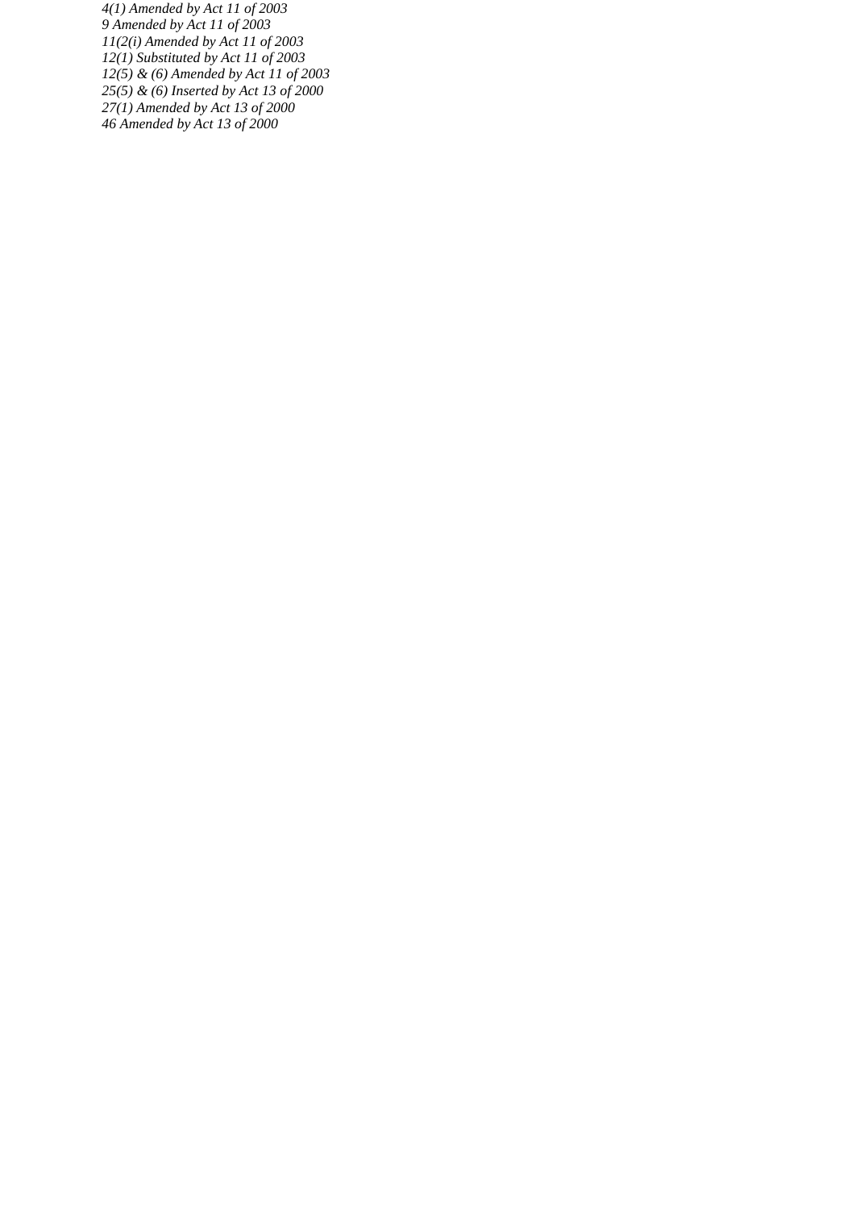*4(1) Amended by Act 11 of 2003*
*9 Amended by Act 11 of 2003*
*11(2(i) Amended by Act 11 of 2003*
*12(1) Substituted by Act 11 of 2003*
*12(5) & (6) Amended by Act 11 of 2003*
*25(5) & (6) Inserted by Act 13 of 2000*
*27(1) Amended by Act 13 of 2000*
*46 Amended by Act 13 of 2000*